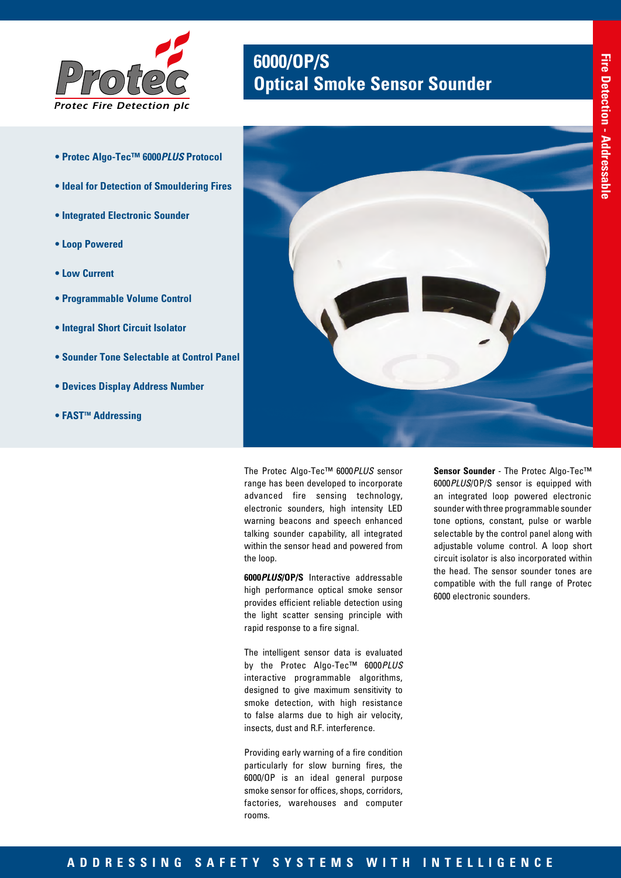# 6000/OP/S
# Optical Smoke Sensor Sounder

Protec Fire Detection plc

Fire Detection - Addressable

- Protec Algo-Tec™ 6000*PLUS* Protocol
- Ideal for Detection of Smouldering Fires
- Integrated Electronic Sounder
- Loop Powered
- Low Current
- Programmable Volume Control
- Integral Short Circuit Isolator
- Sounder Tone Selectable at Control Panel
- Devices Display Address Number
- FAST™ Addressing

The Protec Algo-Tec™ 6000*PLUS* sensor range has been developed to incorporate advanced fire sensing technology, electronic sounders, high intensity LED warning beacons and speech enhanced talking sounder capability, all integrated within the sensor head and powered from the loop.

**6000*PLUS*/OP/S** Interactive addressable high performance optical smoke sensor provides efficient reliable detection using the light scatter sensing principle with rapid response to a fire signal.

The intelligent sensor data is evaluated by the Protec Algo-Tec™ 6000*PLUS* interactive programmable algorithms, designed to give maximum sensitivity to smoke detection, with high resistance to false alarms due to high air velocity, insects, dust and R.F. interference.

Providing early warning of a fire condition particularly for slow burning fires, the 6000/OP is an ideal general purpose smoke sensor for offices, shops, corridors, factories, warehouses and computer rooms.

**Sensor Sounder** - The Protec Algo-Tec™ 6000*PLUS*/OP/S sensor is equipped with an integrated loop powered electronic sounder with three programmable sounder tone options, constant, pulse or warble selectable by the control panel along with adjustable volume control. A loop short circuit isolator is also incorporated within the head. The sensor sounder tones are compatible with the full range of Protec 6000 electronic sounders.

ADDRESSING SAFETY SYSTEMS WITH INTELLIGENCE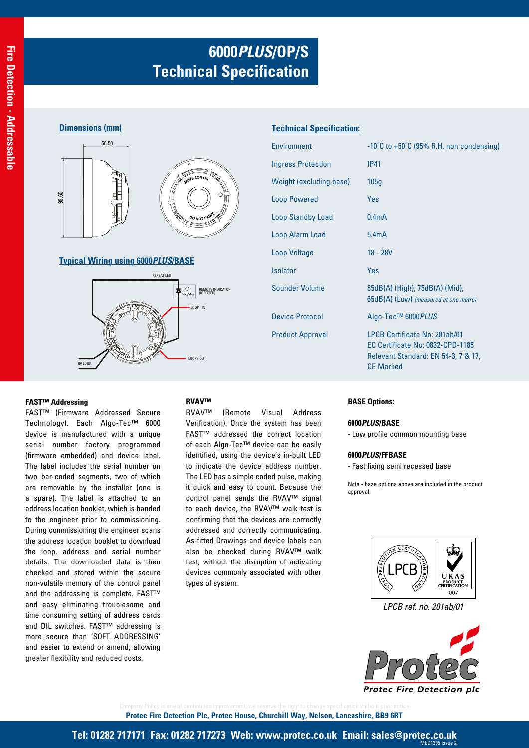# 6000*PLUS*/OP/S Technical Specification

## Dimensions (mm)

56.50

98.60

DO NOT PAINT

## Typical Wiring using 6000*PLUS*/BASE

REPEAT LED

REMOTE INDICATOR (IF FITTED)

LOOP+ IN

LOOP+ OUT

0V LOOP

## Technical Specification:

| | |
|---|---|
| Environment | -10˚C to +50˚C (95% R.H. non condensing) |
| Ingress Protection | IP41 |
| Weight (excluding base) | 105g |
| Loop Powered | Yes |
| Loop Standby Load | 0.4mA |
| Loop Alarm Load | 5.4mA |
| Loop Voltage | 18 - 28V |
| Isolator | Yes |
| Sounder Volume | 85dB(A) (High), 75dB(A) (Mid), 65dB(A) (Low) *(measured at one metre)* |
| Device Protocol | Algo-Tec™ 6000*PLUS* |
| Product Approval | LPCB Certificate No: 201ab/01<br>EC Certificate No: 0832-CPD-1185<br>Relevant Standard: EN 54-3, 7 & 17,<br>CE Marked |

**FAST™ Addressing**

FAST™ (Firmware Addressed Secure Technology). Each Algo-Tec™ 6000 device is manufactured with a unique serial number factory programmed (firmware embedded) and device label. The label includes the serial number on two bar-coded segments, two of which are removable by the installer (one is a spare). The label is attached to an address location booklet, which is handed to the engineer prior to commissioning. During commissioning the engineer scans the address location booklet to download the loop, address and serial number details. The downloaded data is then checked and stored within the secure non-volatile memory of the control panel and the addressing is complete. FAST™ and easy eliminating troublesome and time consuming setting of address cards and DIL switches. FAST™ addressing is more secure than 'SOFT ADDRESSING' and easier to extend or amend, allowing greater flexibility and reduced costs.

**RVAV™**

RVAV™ (Remote Visual Address Verification). Once the system has been FAST™ addressed the correct location of each Algo-Tec™ device can be easily identified, using the device's in-built LED to indicate the device address number. The LED has a simple coded pulse, making it quick and easy to count. Because the control panel sends the RVAV™ signal to each device, the RVAV™ walk test is confirming that the devices are correctly addressed and correctly communicating. As-fitted Drawings and device labels can also be checked during RVAV™ walk test, without the disruption of activating devices commonly associated with other types of system.

**BASE Options:**

**6000*PLUS*/BASE**

- Low profile common mounting base

**6000*PLUS*/FFBASE**

- Fast fixing semi recessed base

Note - base options above are included in the product approval.

LPCB | UKAS PRODUCT CERTIFICATION 007

*LPCB ref. no. 201ab/01*

Protec Fire Detection plc

Company Policy is one of continuous improvement, we reserve the right to change specification without prior notice

**Protec Fire Detection Plc, Protec House, Churchill Way, Nelson, Lancashire, BB9 6RT**

**Tel: 01282 717171 Fax: 01282 717273 Web: www.protec.co.uk Email: sales@protec.co.uk**

MED1395 Issue 2